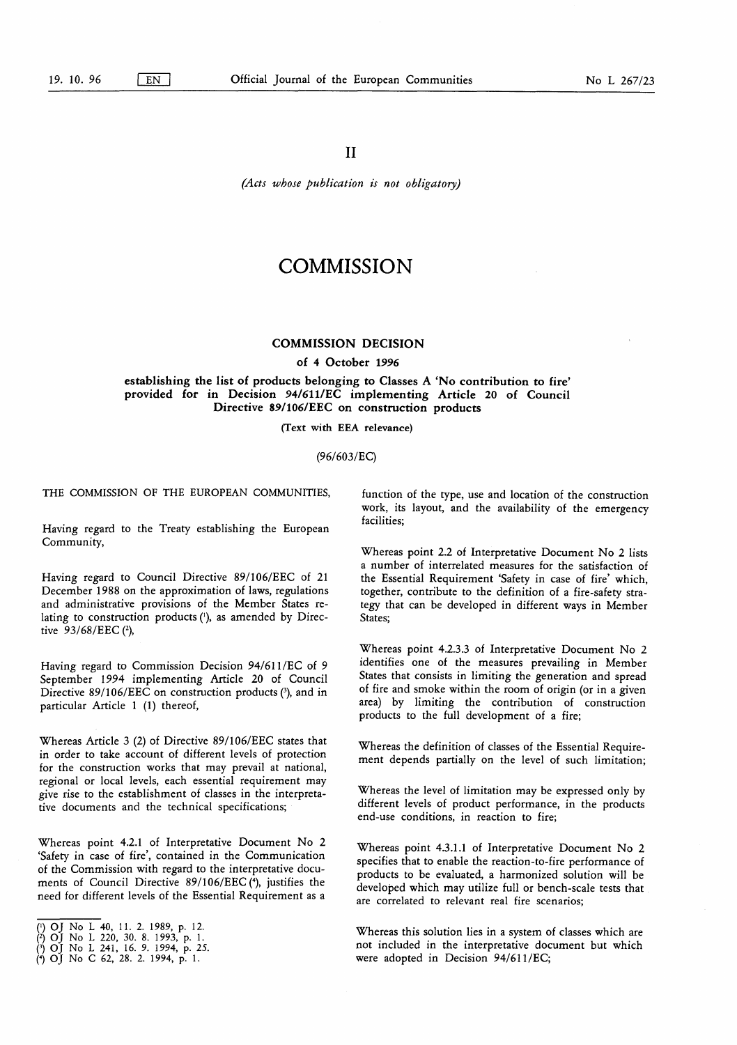II

*(Acts whose publication is not obligatory)*

# COMMISSION

## COMMISSION DECISION

**of 4 October 1996**

**establishing the list of products belonging to Classes A 'No contribution to fire' provided for in Decision 94/611/EC implementing Article 20 of Council Directive 89/106/EEC on construction products**

**(Text with EEA relevance)**

(96/603/EC)

THE COMMISSION OF THE EUROPEAN COMMUNITIES,

Having regard to the Treaty establishing the European Community,

Having regard to Council Directive 89/106/EEC of 21 December 1988 on the approximation of laws, regulations and administrative provisions of the Member States relating to construction products [1], as amended by Directive 93/68/EEC [2],

Having regard to Commission Decision 94/611/EC of 9 September 1994 implementing Article 20 of Council Directive 89/106/EEC on construction products [3], and in particular Article 1 (1) thereof,

Whereas Article 3 (2) of Directive 89/106/EEC states that in order to take account of different levels of protection for the construction works that may prevail at national, regional or local levels, each essential requirement may give rise to the establishment of classes in the interpretative documents and the technical specifications;

Whereas point 4.2.1 of Interpretative Document No 2 'Safety in case of fire', contained in the Communication of the Commission with regard to the interpretative documents of Council Directive 89/106/EEC [4], justifies the need for different levels of the Essential Requirement as a function of the type, use and location of the construction work, its layout, and the availability of the emergency facilities;

Whereas point 2.2 of Interpretative Document No 2 lists a number of interrelated measures for the satisfaction of the Essential Requirement 'Safety in case of fire' which, together, contribute to the definition of a fire-safety strategy that can be developed in different ways in Member States;

Whereas point 4.2.3.3 of Interpretative Document No 2 identifies one of the measures prevailing in Member States that consists in limiting the generation and spread of fire and smoke within the room of origin (or in a given area) by limiting the contribution of construction products to the full development of a fire;

Whereas the definition of classes of the Essential Requirement depends partially on the level of such limitation;

Whereas the level of limitation may be expressed only by different levels of product performance, in the products end-use conditions, in reaction to fire;

Whereas point 4.3.1.1 of Interpretative Document No 2 specifies that to enable the reaction-to-fire performance of products to be evaluated, a harmonized solution will be developed which may utilize full or bench-scale tests that are correlated to relevant real fire scenarios;

Whereas this solution lies in a system of classes which are not included in the interpretative document but which were adopted in Decision 94/611/EC;

[1] OJ No L 40, 11. 2. 1989, p. 12.
[2] OJ No L 220, 30. 8. 1993, p. 1.
[3] OJ No L 241, 16. 9. 1994, p. 25.
[4] OJ No C 62, 28. 2. 1994, p. 1.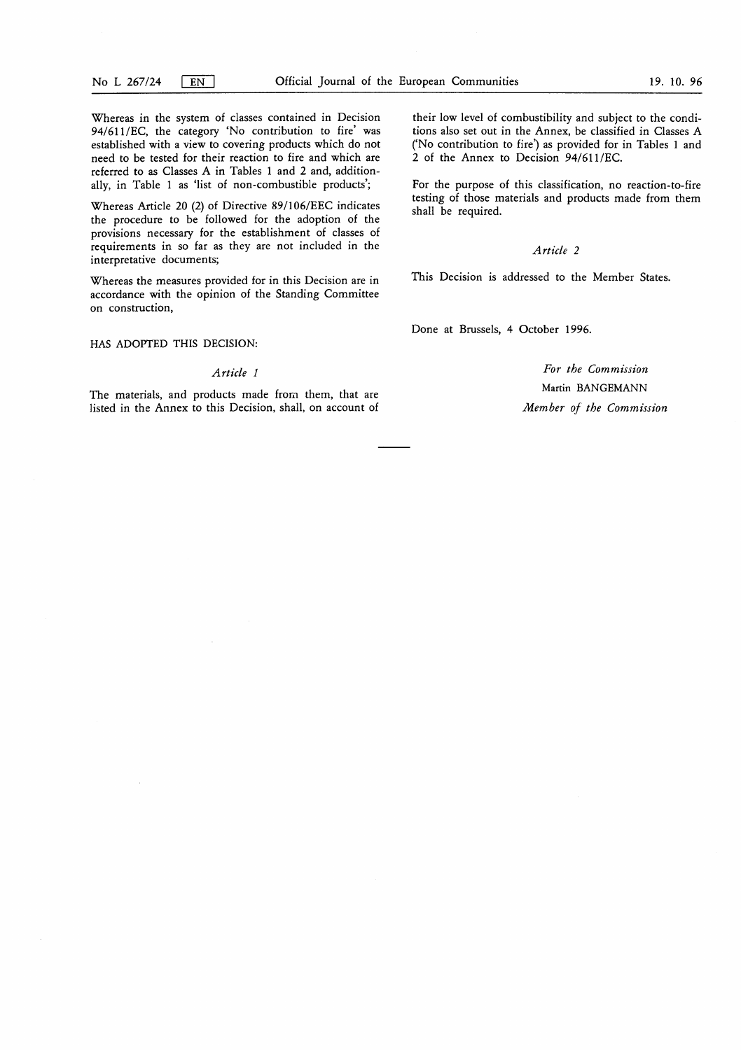Whereas in the system of classes contained in Decision 94/611/EC, the category 'No contribution to fire' was established with a view to covering products which do not need to be tested for their reaction to fire and which are referred to as Classes A in Tables 1 and 2 and, additionally, in Table 1 as 'list of non-combustible products';

Whereas Article 20 (2) of Directive 89/106/EEC indicates the procedure to be followed for the adoption of the provisions necessary for the establishment of classes of requirements in so far as they are not included in the interpretative documents;

Whereas the measures provided for in this Decision are in accordance with the opinion of the Standing Committee on construction,

HAS ADOPTED THIS DECISION:

*Article 1*

The materials, and products made from them, that are listed in the Annex to this Decision, shall, on account of their low level of combustibility and subject to the conditions also set out in the Annex, be classified in Classes A ('No contribution to fire') as provided for in Tables 1 and 2 of the Annex to Decision 94/611/EC.

For the purpose of this classification, no reaction-to-fire testing of those materials and products made from them shall be required.

*Article 2*

This Decision is addressed to the Member States.

Done at Brussels, 4 October 1996.

*For the Commission*

Martin BANGEMANN

*Member of the Commission*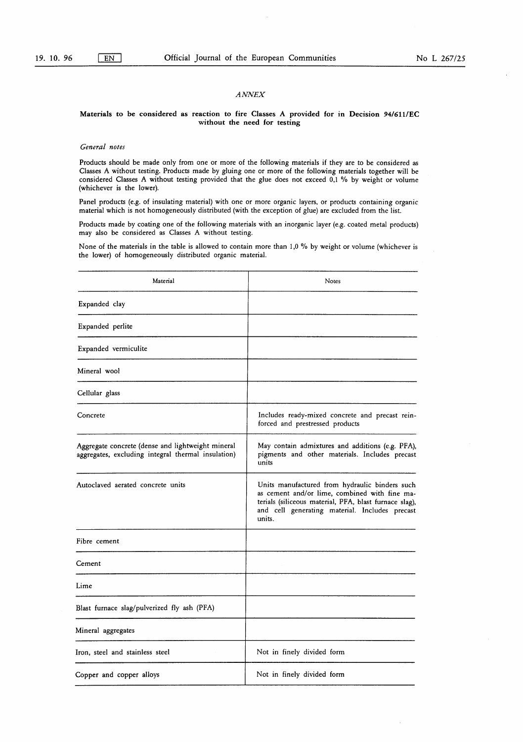*ANNEX*

**Materials to be considered as reaction to fire Classes A provided for in Decision 94/611/EC without the need for testing**

*General notes*

Products should be made only from one or more of the following materials if they are to be considered as Classes A without testing. Products made by gluing one or more of the following materials together will be considered Classes A without testing provided that the glue does not exceed 0,1 % by weight or volume (whichever is the lower).

Panel products (e.g. of insulating material) with one or more organic layers, or products containing organic material which is not homogeneously distributed (with the exception of glue) are excluded from the list.

Products made by coating one of the following materials with an inorganic layer (e.g. coated metal products) may also be considered as Classes A without testing.

None of the materials in the table is allowed to contain more than 1,0 % by weight or volume (whichever is the lower) of homogeneously distributed organic material.

| Material | Notes |
|---|---|
| Expanded clay | |
| Expanded perlite | |
| Expanded vermiculite | |
| Mineral wool | |
| Cellular glass | |
| Concrete | Includes ready-mixed concrete and precast reinforced and prestressed products |
| Aggregate concrete (dense and lightweight mineral aggregates, excluding integral thermal insulation) | May contain admixtures and additions (e.g. PFA), pigments and other materials. Includes precast units |
| Autoclaved aerated concrete units | Units manufactured from hydraulic binders such as cement and/or lime, combined with fine materials (siliceous material, PFA, blast furnace slag), and cell generating material. Includes precast units. |
| Fibre cement | |
| Cement | |
| Lime | |
| Blast furnace slag/pulverized fly ash (PFA) | |
| Mineral aggregates | |
| Iron, steel and stainless steel | Not in finely divided form |
| Copper and copper alloys | Not in finely divided form |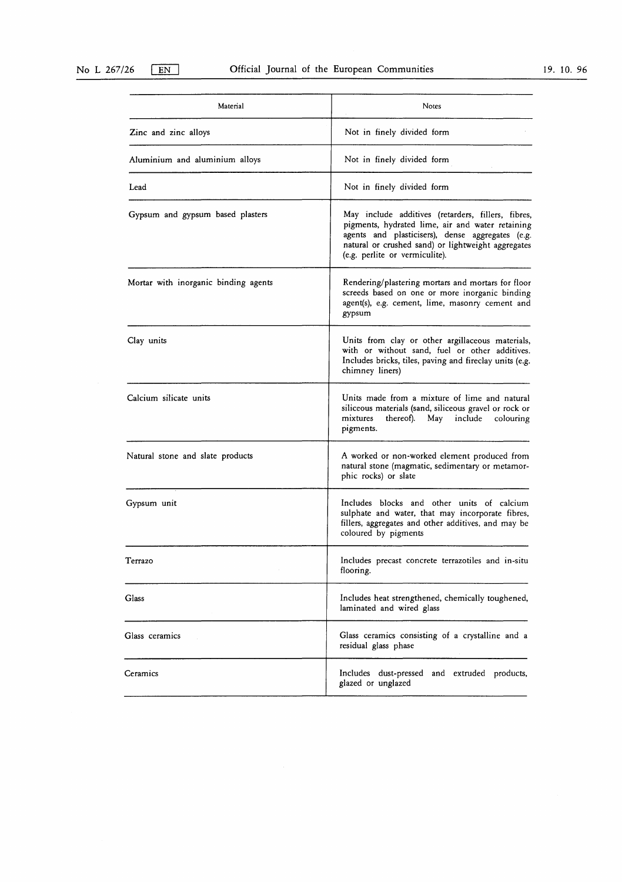| Material | Notes |
|---|---|
| Zinc and zinc alloys | Not in finely divided form |
| Aluminium and aluminium alloys | Not in finely divided form |
| Lead | Not in finely divided form |
| Gypsum and gypsum based plasters | May include additives (retarders, fillers, fibres, pigments, hydrated lime, air and water retaining agents and plasticisers), dense aggregates (e.g. natural or crushed sand) or lightweight aggregates (e.g. perlite or vermiculite). |
| Mortar with inorganic binding agents | Rendering/plastering mortars and mortars for floor screeds based on one or more inorganic binding agent(s), e.g. cement, lime, masonry cement and gypsum |
| Clay units | Units from clay or other argillaceous materials, with or without sand, fuel or other additives. Includes bricks, tiles, paving and fireclay units (e.g. chimney liners) |
| Calcium silicate units | Units made from a mixture of lime and natural siliceous materials (sand, siliceous gravel or rock or mixtures thereof). May include colouring pigments. |
| Natural stone and slate products | A worked or non-worked element produced from natural stone (magmatic, sedimentary or metamorphic rocks) or slate |
| Gypsum unit | Includes blocks and other units of calcium sulphate and water, that may incorporate fibres, fillers, aggregates and other additives, and may be coloured by pigments |
| Terrazo | Includes precast concrete terrazotiles and in-situ flooring. |
| Glass | Includes heat strengthened, chemically toughened, laminated and wired glass |
| Glass ceramics | Glass ceramics consisting of a crystalline and a residual glass phase |
| Ceramics | Includes dust-pressed and extruded products, glazed or unglazed |